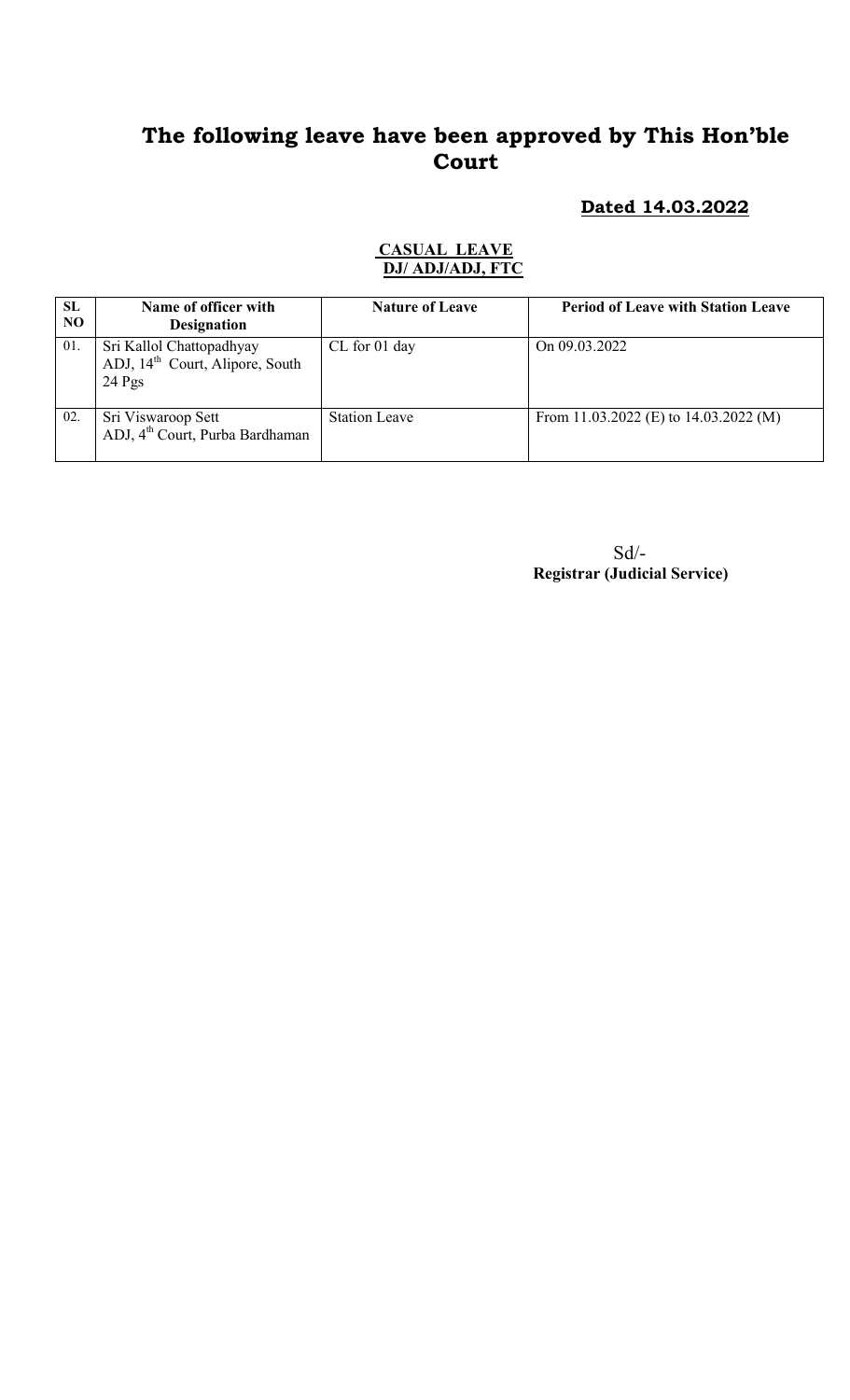# The following leave have been approved by This Hon'ble Court

**Dated 14.03.2022**

**CASUAL LEAVE**
**DJ/ ADJ/ADJ, FTC**

| SL NO | Name of officer with Designation | Nature of Leave | Period of Leave with Station Leave |
|---|---|---|---|
| 01. | Sri Kallol Chattopadhyay ADJ, 14th Court, Alipore, South 24 Pgs | CL for 01 day | On 09.03.2022 |
| 02. | Sri Viswaroop Sett ADJ, 4th Court, Purba Bardhaman | Station Leave | From 11.03.2022 (E) to 14.03.2022 (M) |

Sd/-
**Registrar (Judicial Service)**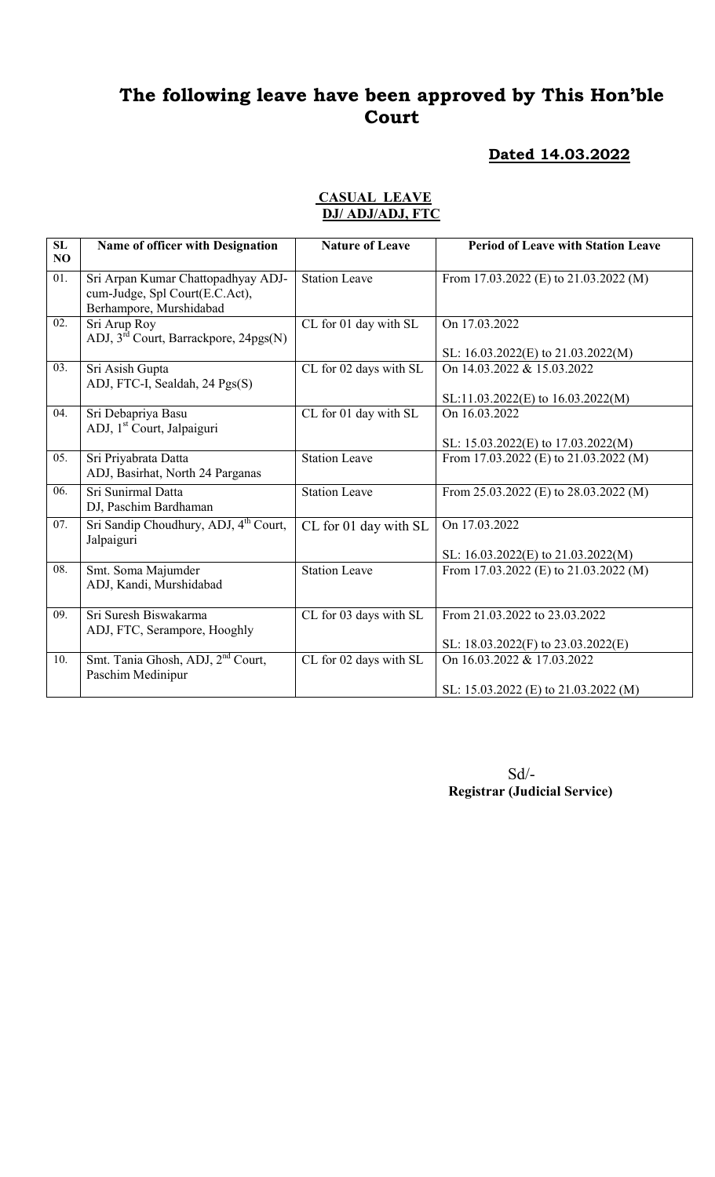# The following leave have been approved by This Hon'ble Court

**Dated 14.03.2022**

**CASUAL LEAVE**
**DJ/ ADJ/ADJ, FTC**

| SL NO | Name of officer with Designation | Nature of Leave | Period of Leave with Station Leave |
|---|---|---|---|
| 01. | Sri Arpan Kumar Chattopadhyay ADJ-cum-Judge, Spl Court(E.C.Act), Berhampore, Murshidabad | Station Leave | From 17.03.2022 (E) to 21.03.2022 (M) |
| 02. | Sri Arup Roy ADJ, 3rd Court, Barrackpore, 24pgs(N) | CL for 01 day with SL | On 17.03.2022<br><br>SL: 16.03.2022(E) to 21.03.2022(M) |
| 03. | Sri Asish Gupta ADJ, FTC-I, Sealdah, 24 Pgs(S) | CL for 02 days with SL | On 14.03.2022 & 15.03.2022<br><br>SL:11.03.2022(E) to 16.03.2022(M) |
| 04. | Sri Debapriya Basu ADJ, 1st Court, Jalpaiguri | CL for 01 day with SL | On 16.03.2022<br><br>SL: 15.03.2022(E) to 17.03.2022(M) |
| 05. | Sri Priyabrata Datta ADJ, Basirhat, North 24 Parganas | Station Leave | From 17.03.2022 (E) to 21.03.2022 (M) |
| 06. | Sri Sunirmal Datta DJ, Paschim Bardhaman | Station Leave | From 25.03.2022 (E) to 28.03.2022 (M) |
| 07. | Sri Sandip Choudhury, ADJ, 4th Court, Jalpaiguri | CL for 01 day with SL | On 17.03.2022<br><br>SL: 16.03.2022(E) to 21.03.2022(M) |
| 08. | Smt. Soma Majumder ADJ, Kandi, Murshidabad | Station Leave | From 17.03.2022 (E) to 21.03.2022 (M) |
| 09. | Sri Suresh Biswakarma ADJ, FTC, Serampore, Hooghly | CL for 03 days with SL | From 21.03.2022 to 23.03.2022<br><br>SL: 18.03.2022(F) to 23.03.2022(E) |
| 10. | Smt. Tania Ghosh, ADJ, 2nd Court, Paschim Medinipur | CL for 02 days with SL | On 16.03.2022 & 17.03.2022<br><br>SL: 15.03.2022 (E) to 21.03.2022 (M) |

Sd/-
**Registrar (Judicial Service)**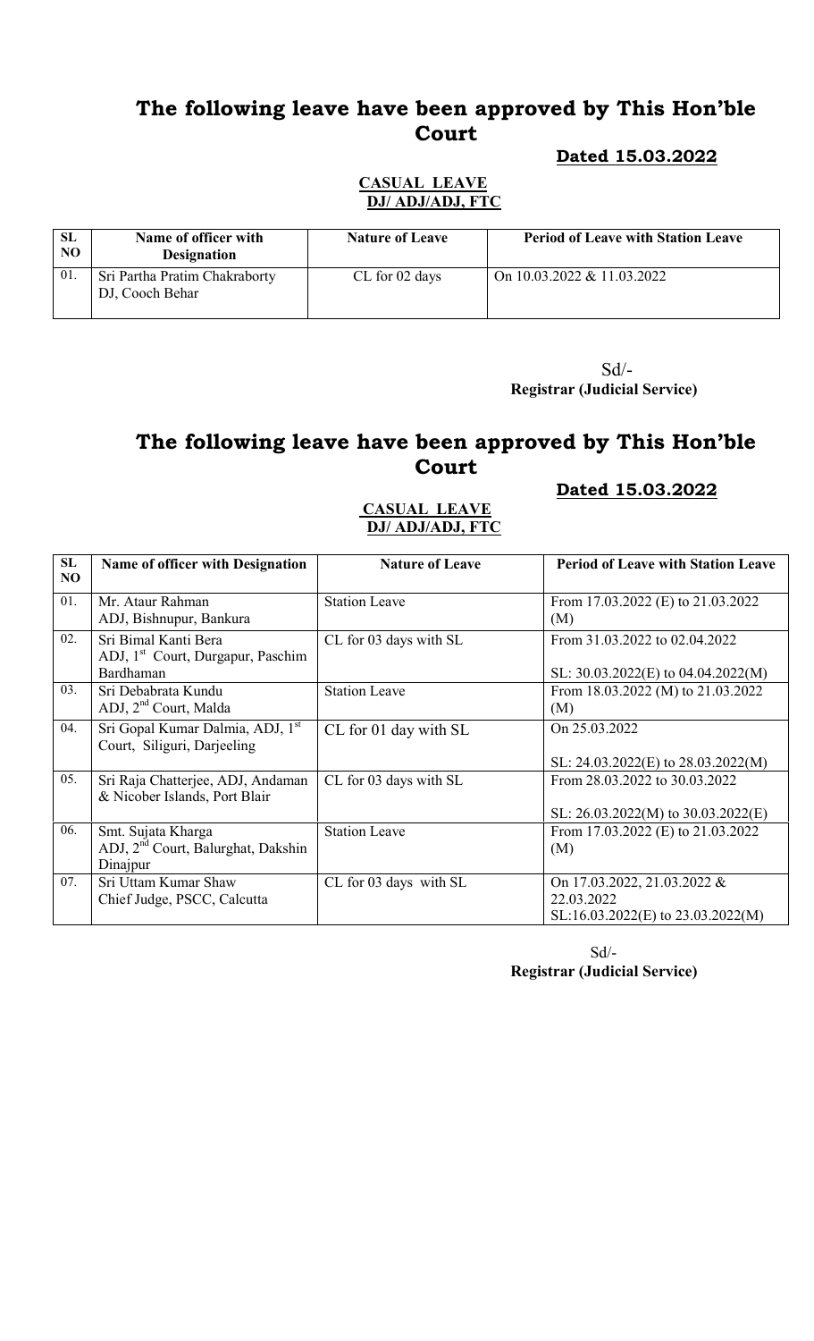# The following leave have been approved by This Hon'ble Court

**Dated 15.03.2022**

**CASUAL LEAVE**
**DJ/ ADJ/ADJ, FTC**

| SL NO | Name of officer with Designation | Nature of Leave | Period of Leave with Station Leave |
|---|---|---|---|
| 01. | Sri Partha Pratim Chakraborty<br>DJ, Cooch Behar | CL for 02 days | On 10.03.2022 & 11.03.2022 |

Sd/-
**Registrar (Judicial Service)**

# The following leave have been approved by This Hon'ble Court

**Dated 15.03.2022**

**CASUAL LEAVE**
**DJ/ ADJ/ADJ, FTC**

| SL NO | Name of officer with Designation | Nature of Leave | Period of Leave with Station Leave |
|---|---|---|---|
| 01. | Mr. Ataur Rahman<br>ADJ, Bishnupur, Bankura | Station Leave | From 17.03.2022 (E) to 21.03.2022 (M) |
| 02. | Sri Bimal Kanti Bera<br>ADJ, 1st Court, Durgapur, Paschim Bardhaman | CL for 03 days with SL | From 31.03.2022 to 02.04.2022<br><br>SL: 30.03.2022(E) to 04.04.2022(M) |
| 03. | Sri Debabrata Kundu<br>ADJ, 2nd Court, Malda | Station Leave | From 18.03.2022 (M) to 21.03.2022 (M) |
| 04. | Sri Gopal Kumar Dalmia, ADJ, 1st Court, Siliguri, Darjeeling | CL for 01 day with SL | On 25.03.2022<br><br>SL: 24.03.2022(E) to 28.03.2022(M) |
| 05. | Sri Raja Chatterjee, ADJ, Andaman & Nicober Islands, Port Blair | CL for 03 days with SL | From 28.03.2022 to 30.03.2022<br><br>SL: 26.03.2022(M) to 30.03.2022(E) |
| 06. | Smt. Sujata Kharga<br>ADJ, 2nd Court, Balurghat, Dakshin Dinajpur | Station Leave | From 17.03.2022 (E) to 21.03.2022 (M) |
| 07. | Sri Uttam Kumar Shaw<br>Chief Judge, PSCC, Calcutta | CL for 03 days with SL | On 17.03.2022, 21.03.2022 & 22.03.2022<br>SL:16.03.2022(E) to 23.03.2022(M) |

Sd/-
**Registrar (Judicial Service)**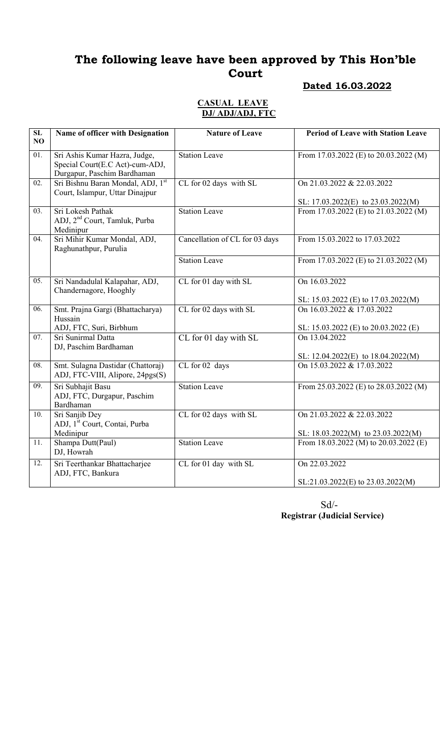# The following leave have been approved by This Hon'ble Court

**Dated 16.03.2022**

**CASUAL LEAVE**
**DJ/ ADJ/ADJ, FTC**

| SL NO | Name of officer with Designation | Nature of Leave | Period of Leave with Station Leave |
|---|---|---|---|
| 01. | Sri Ashis Kumar Hazra, Judge, Special Court(E.C Act)-cum-ADJ, Durgapur, Paschim Bardhaman | Station Leave | From 17.03.2022 (E) to 20.03.2022 (M) |
| 02. | Sri Bishnu Baran Mondal, ADJ, 1st Court, Islampur, Uttar Dinajpur | CL for 02 days with SL | On 21.03.2022 & 22.03.2022<br>SL: 17.03.2022(E) to 23.03.2022(M) |
| 03. | Sri Lokesh Pathak ADJ, 2nd Court, Tamluk, Purba Medinipur | Station Leave | From 17.03.2022 (E) to 21.03.2022 (M) |
| 04. | Sri Mihir Kumar Mondal, ADJ, Raghunathpur, Purulia | Cancellation of CL for 03 days | From 15.03.2022 to 17.03.2022 |
| | | Station Leave | From 17.03.2022 (E) to 21.03.2022 (M) |
| 05. | Sri Nandadulal Kalapahar, ADJ, Chandernagore, Hooghly | CL for 01 day with SL | On 16.03.2022<br>SL: 15.03.2022 (E) to 17.03.2022(M) |
| 06. | Smt. Prajna Gargi (Bhattacharya) Hussain ADJ, FTC, Suri, Birbhum | CL for 02 days with SL | On 16.03.2022 & 17.03.2022<br>SL: 15.03.2022 (E) to 20.03.2022 (E) |
| 07. | Sri Sunirmal Datta DJ, Paschim Bardhaman | CL for 01 day with SL | On 13.04.2022<br>SL: 12.04.2022(E) to 18.04.2022(M) |
| 08. | Smt. Sulagna Dastidar (Chattoraj) ADJ, FTC-VIII, Alipore, 24pgs(S) | CL for 02 days | On 15.03.2022 & 17.03.2022 |
| 09. | Sri Subhajit Basu ADJ, FTC, Durgapur, Paschim Bardhaman | Station Leave | From 25.03.2022 (E) to 28.03.2022 (M) |
| 10. | Sri Sanjib Dey ADJ, 1st Court, Contai, Purba Medinipur | CL for 02 days with SL | On 21.03.2022 & 22.03.2022<br>SL: 18.03.2022(M) to 23.03.2022(M) |
| 11. | Shampa Dutt(Paul) DJ, Howrah | Station Leave | From 18.03.2022 (M) to 20.03.2022 (E) |
| 12. | Sri Teerthankar Bhattacharjee ADJ, FTC, Bankura | CL for 01 day with SL | On 22.03.2022<br>SL:21.03.2022(E) to 23.03.2022(M) |

Sd/-
**Registrar (Judicial Service)**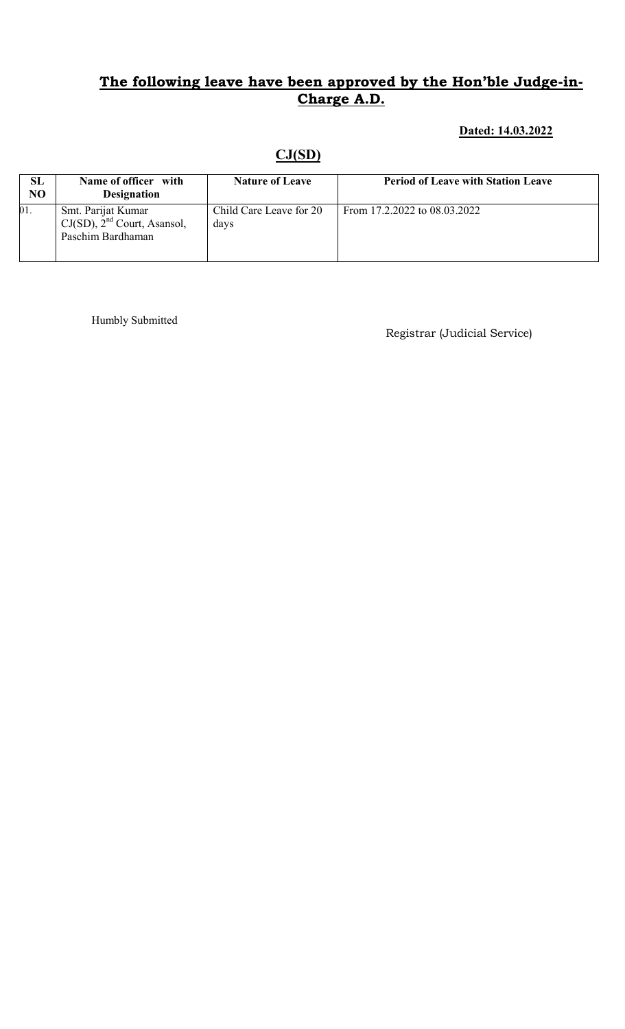## **The following leave have been approved by the Hon'ble Judge-in-Charge A.D.**

**Dated: 14.03.2022**

## **CJ(SD)**

| SL NO | Name of officer with Designation | Nature of Leave | Period of Leave with Station Leave |
|---|---|---|---|
| 01. | Smt. Parijat Kumar CJ(SD), 2nd Court, Asansol, Paschim Bardhaman | Child Care Leave for 20 days | From 17.2.2022 to 08.03.2022 |

Humbly Submitted

Registrar (Judicial Service)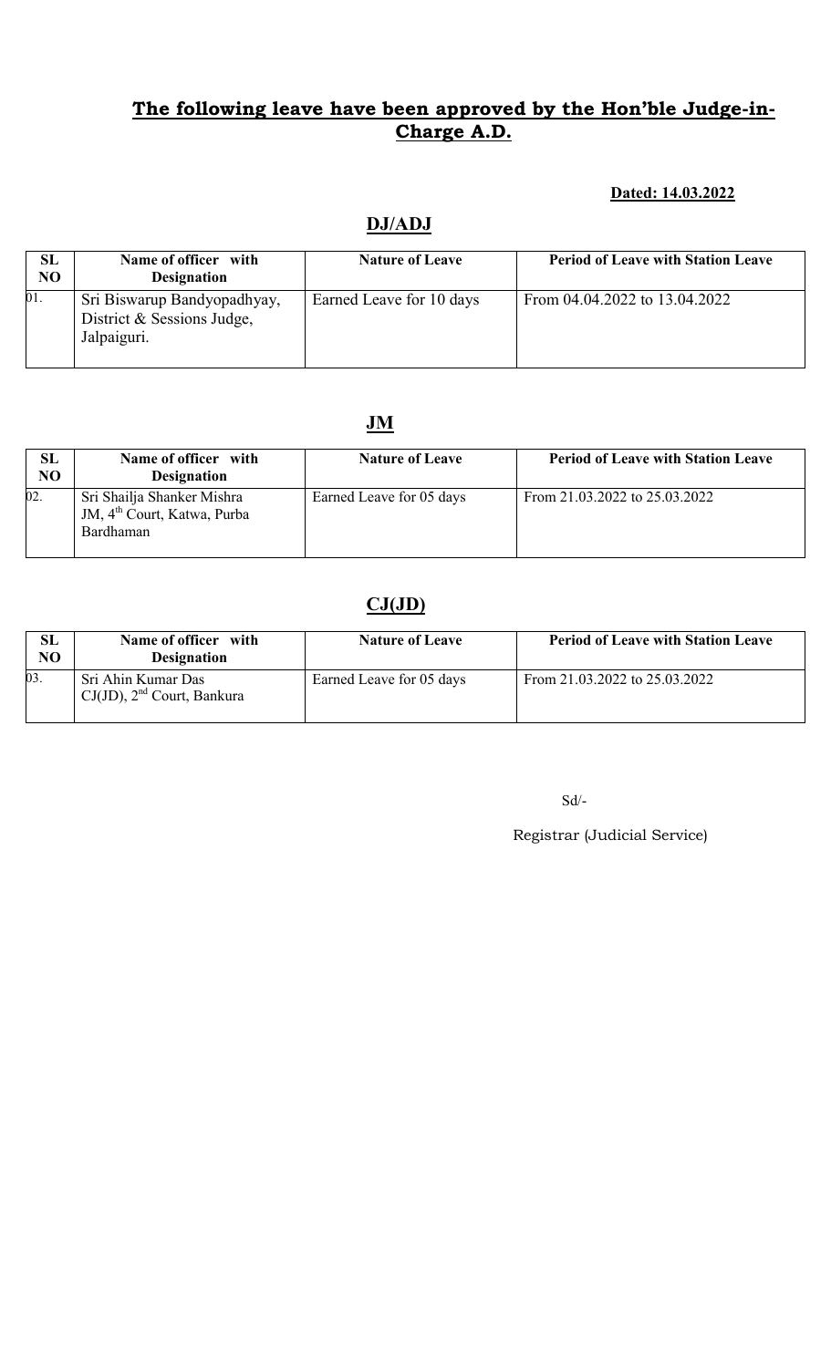## The following leave have been approved by the Hon'ble Judge-in-Charge A.D.

**Dated: 14.03.2022**

### DJ/ADJ

| SL NO | Name of officer with Designation | Nature of Leave | Period of Leave with Station Leave |
|---|---|---|---|
| 01. | Sri Biswarup Bandyopadhyay, District & Sessions Judge, Jalpaiguri. | Earned Leave for 10 days | From 04.04.2022 to 13.04.2022 |

### JM

| SL NO | Name of officer with Designation | Nature of Leave | Period of Leave with Station Leave |
|---|---|---|---|
| 02. | Sri Shailja Shanker Mishra JM, 4th Court, Katwa, Purba Bardhaman | Earned Leave for 05 days | From 21.03.2022 to 25.03.2022 |

### CJ(JD)

| SL NO | Name of officer with Designation | Nature of Leave | Period of Leave with Station Leave |
|---|---|---|---|
| 03. | Sri Ahin Kumar Das CJ(JD), 2nd Court, Bankura | Earned Leave for 05 days | From 21.03.2022 to 25.03.2022 |

Sd/-

Registrar (Judicial Service)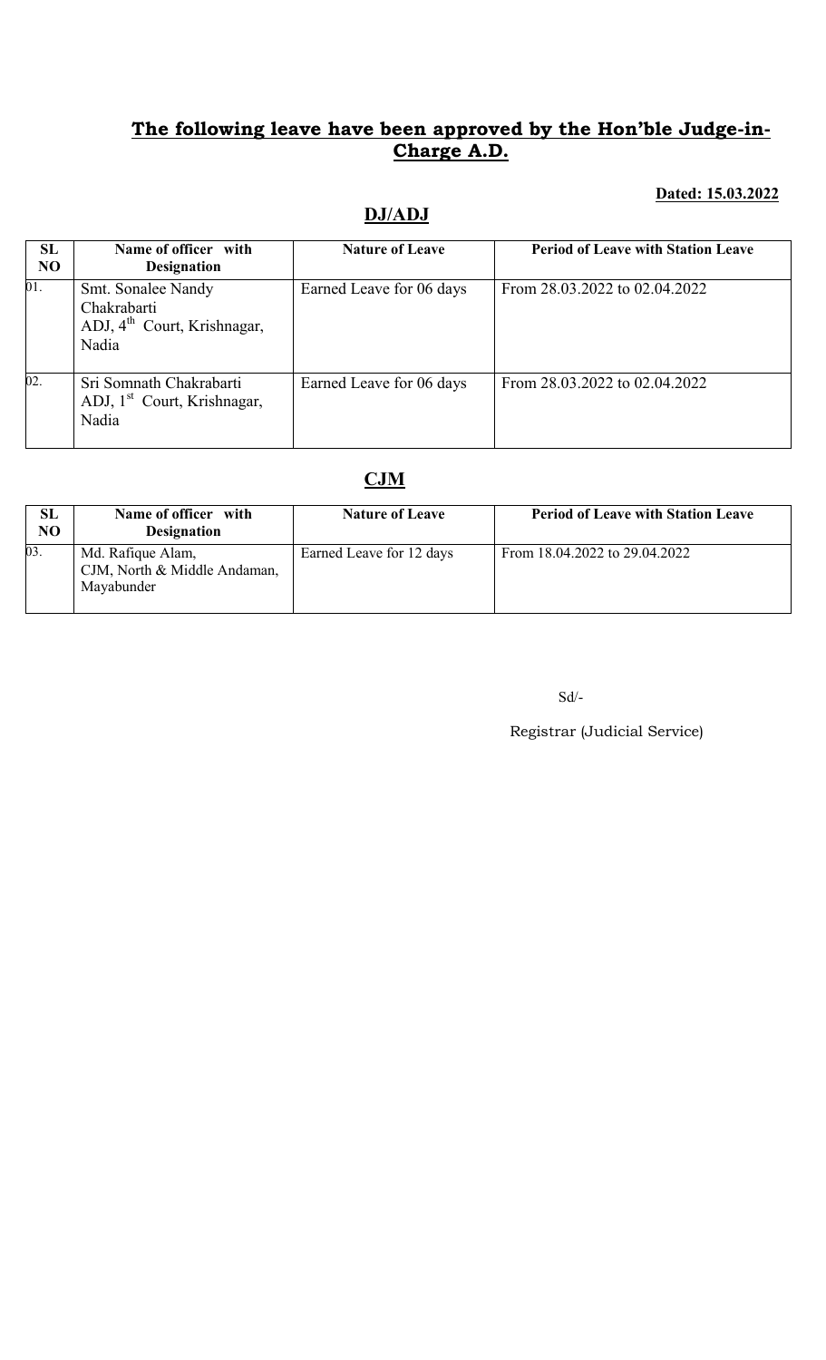## The following leave have been approved by the Hon'ble Judge-in-Charge A.D.

**Dated: 15.03.2022**

### DJ/ADJ

| SL NO | Name of officer with Designation | Nature of Leave | Period of Leave with Station Leave |
|---|---|---|---|
| 01. | Smt. Sonalee Nandy Chakrabarti ADJ, 4th Court, Krishnagar, Nadia | Earned Leave for 06 days | From 28.03.2022 to 02.04.2022 |
| 02. | Sri Somnath Chakrabarti ADJ, 1st Court, Krishnagar, Nadia | Earned Leave for 06 days | From 28.03.2022 to 02.04.2022 |

### CJM

| SL NO | Name of officer with Designation | Nature of Leave | Period of Leave with Station Leave |
|---|---|---|---|
| 03. | Md. Rafique Alam, CJM, North & Middle Andaman, Mayabunder | Earned Leave for 12 days | From 18.04.2022 to 29.04.2022 |

Sd/-

Registrar (Judicial Service)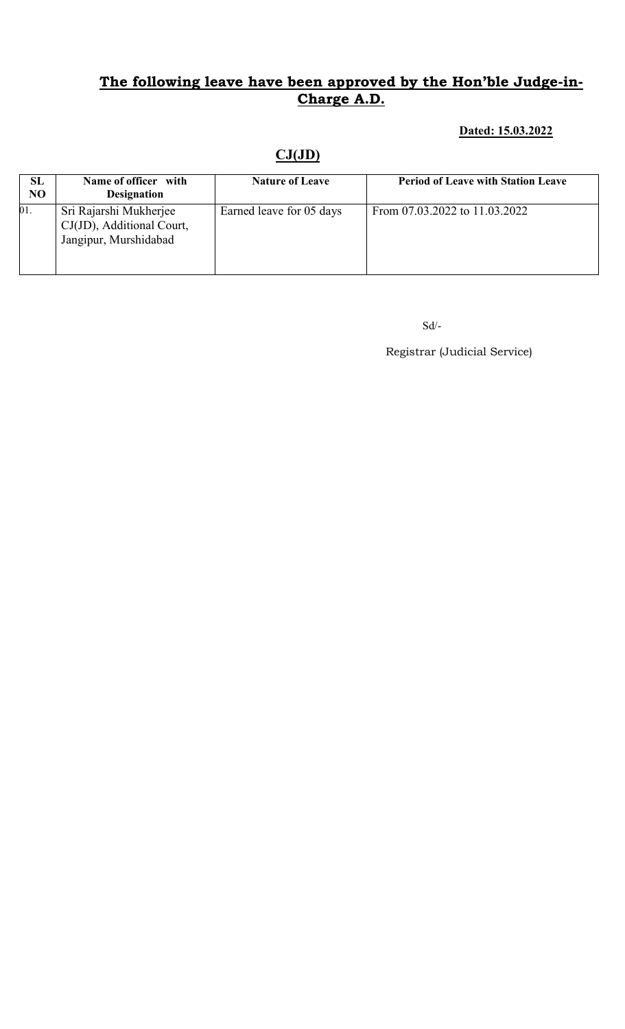## The following leave have been approved by the Hon'ble Judge-in-Charge A.D.

**Dated: 15.03.2022**

## CJ(JD)

| SL NO | Name of officer with Designation | Nature of Leave | Period of Leave with Station Leave |
|---|---|---|---|
| 01. | Sri Rajarshi Mukherjee CJ(JD), Additional Court, Jangipur, Murshidabad | Earned leave for 05 days | From 07.03.2022 to 11.03.2022 |

Sd/-

Registrar (Judicial Service)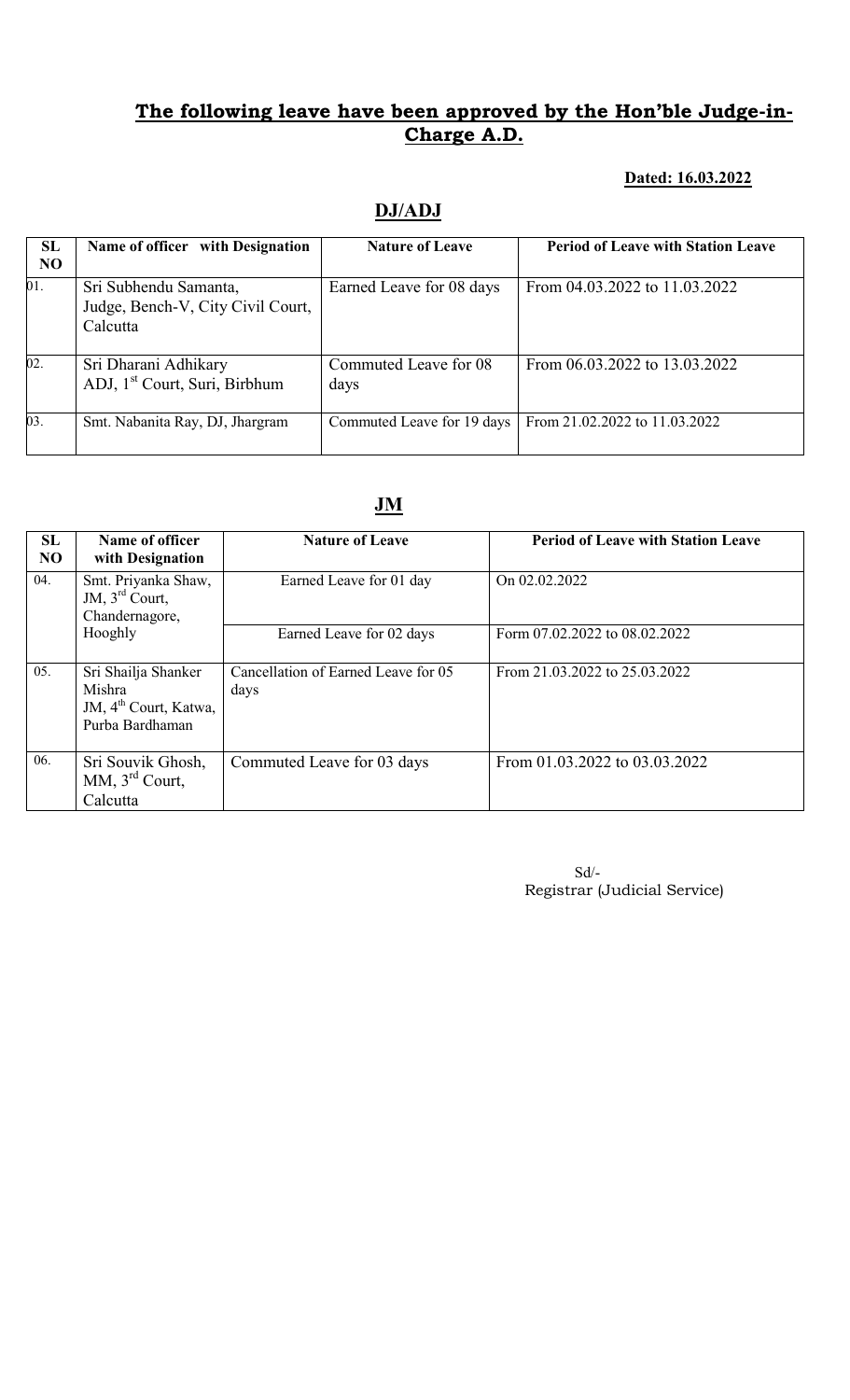## **The following leave have been approved by the Hon'ble Judge-in-Charge A.D.**

**Dated: 16.03.2022**

## **DJ/ADJ**

| SL NO | Name of officer with Designation | Nature of Leave | Period of Leave with Station Leave |
|---|---|---|---|
| 01. | Sri Subhendu Samanta, Judge, Bench-V, City Civil Court, Calcutta | Earned Leave for 08 days | From 04.03.2022 to 11.03.2022 |
| 02. | Sri Dharani Adhikary ADJ, 1st Court, Suri, Birbhum | Commuted Leave for 08 days | From 06.03.2022 to 13.03.2022 |
| 03. | Smt. Nabanita Ray, DJ, Jhargram | Commuted Leave for 19 days | From 21.02.2022 to 11.03.2022 |

## **JM**

| SL NO | Name of officer with Designation | Nature of Leave | Period of Leave with Station Leave |
|---|---|---|---|
| 04. | Smt. Priyanka Shaw, JM, 3rd Court, Chandernagore, Hooghly | Earned Leave for 01 day | On 02.02.2022 |
| | | Earned Leave for 02 days | Form 07.02.2022 to 08.02.2022 |
| 05. | Sri Shailja Shanker Mishra JM, 4th Court, Katwa, Purba Bardhaman | Cancellation of Earned Leave for 05 days | From 21.03.2022 to 25.03.2022 |
| 06. | Sri Souvik Ghosh, MM, 3rd Court, Calcutta | Commuted Leave for 03 days | From 01.03.2022 to 03.03.2022 |

Sd/-
Registrar (Judicial Service)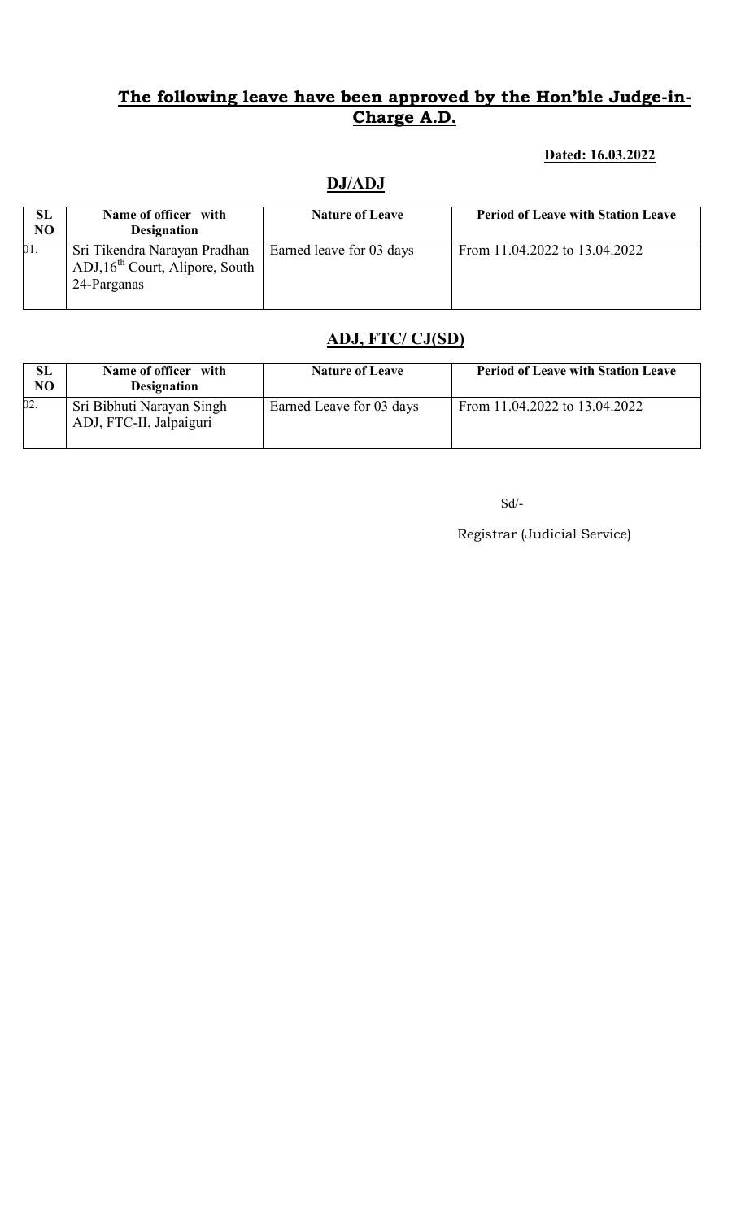## The following leave have been approved by the Hon'ble Judge-in-Charge A.D.

**Dated: 16.03.2022**

### DJ/ADJ

| SL NO | Name of officer with Designation | Nature of Leave | Period of Leave with Station Leave |
|---|---|---|---|
| 01. | Sri Tikendra Narayan Pradhan ADJ,16th Court, Alipore, South 24-Parganas | Earned leave for 03 days | From 11.04.2022 to 13.04.2022 |

### ADJ, FTC/ CJ(SD)

| SL NO | Name of officer with Designation | Nature of Leave | Period of Leave with Station Leave |
|---|---|---|---|
| 02. | Sri Bibhuti Narayan Singh ADJ, FTC-II, Jalpaiguri | Earned Leave for 03 days | From 11.04.2022 to 13.04.2022 |

Sd/-

Registrar (Judicial Service)